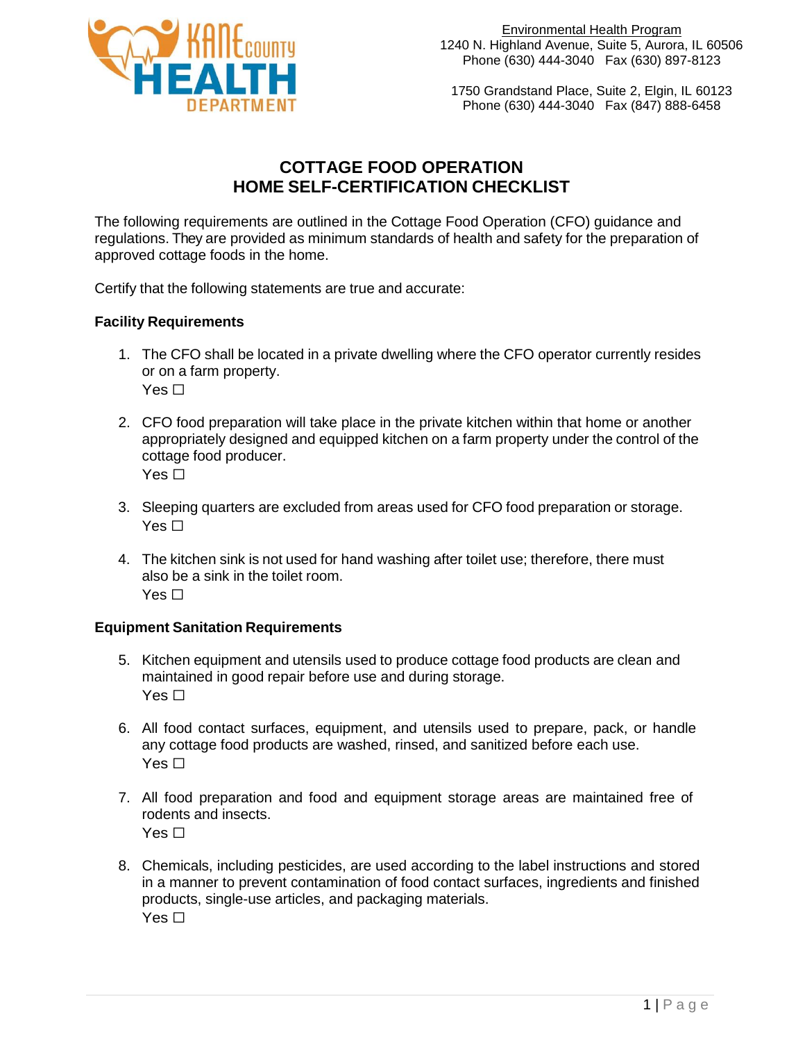Environmental Health Program
1240 N. Highland Avenue, Suite 5, Aurora, IL 60506
Phone (630) 444-3040 Fax (630) 897-8123

1750 Grandstand Place, Suite 2, Elgin, IL 60123
Phone (630) 444-3040 Fax (847) 888-6458

# COTTAGE FOOD OPERATION HOME SELF-CERTIFICATION CHECKLIST

The following requirements are outlined in the Cottage Food Operation (CFO) guidance and regulations. They are provided as minimum standards of health and safety for the preparation of approved cottage foods in the home.

Certify that the following statements are true and accurate:

### Facility Requirements

1. The CFO shall be located in a private dwelling where the CFO operator currently resides or on a farm property.
   Yes ☐

2. CFO food preparation will take place in the private kitchen within that home or another appropriately designed and equipped kitchen on a farm property under the control of the cottage food producer.
   Yes ☐

3. Sleeping quarters are excluded from areas used for CFO food preparation or storage.
   Yes ☐

4. The kitchen sink is not used for hand washing after toilet use; therefore, there must also be a sink in the toilet room.
   Yes ☐

### Equipment Sanitation Requirements

5. Kitchen equipment and utensils used to produce cottage food products are clean and maintained in good repair before use and during storage.
   Yes ☐

6. All food contact surfaces, equipment, and utensils used to prepare, pack, or handle any cottage food products are washed, rinsed, and sanitized before each use.
   Yes ☐

7. All food preparation and food and equipment storage areas are maintained free of rodents and insects.
   Yes ☐

8. Chemicals, including pesticides, are used according to the label instructions and stored in a manner to prevent contamination of food contact surfaces, ingredients and finished products, single-use articles, and packaging materials.
   Yes ☐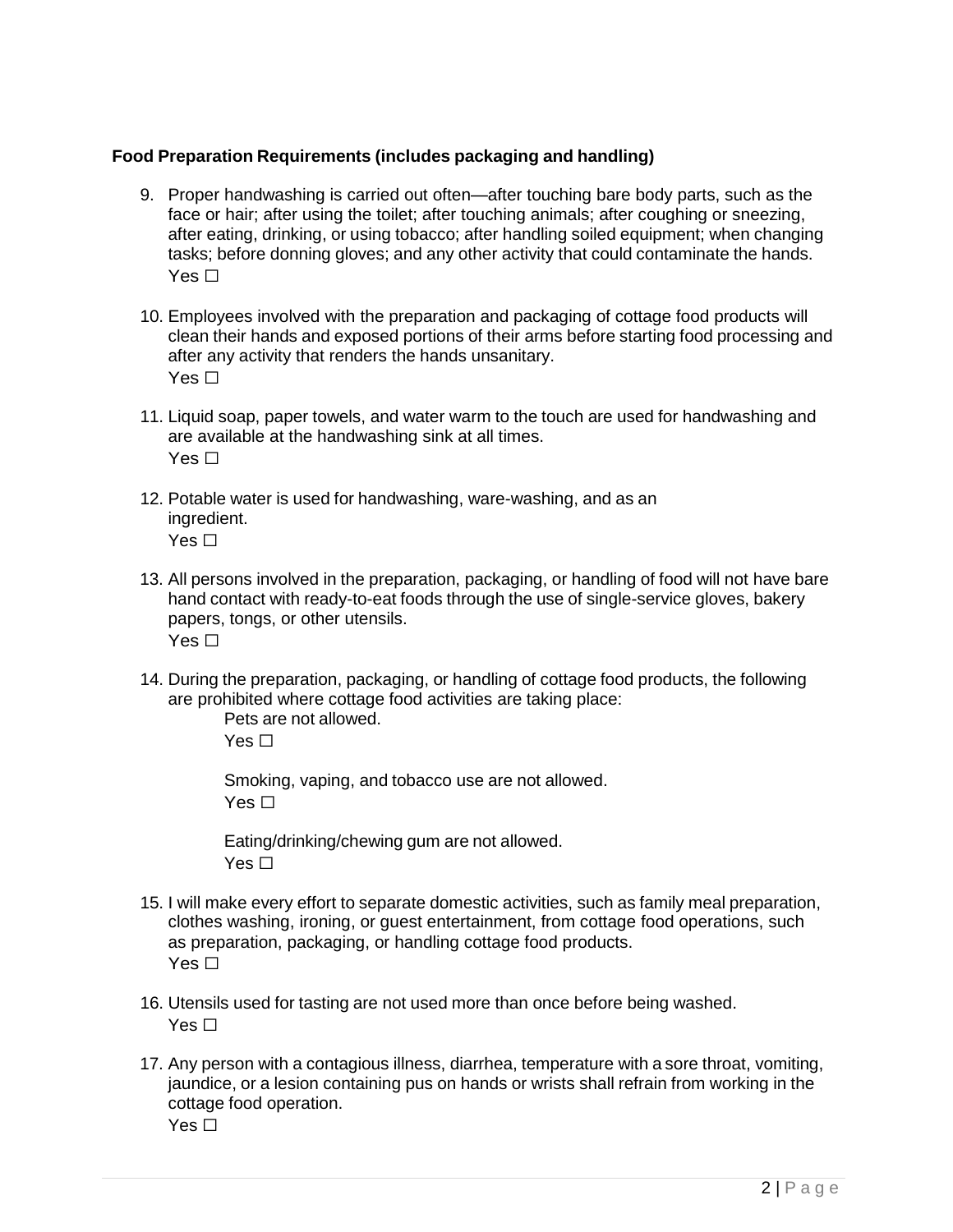**Food Preparation Requirements (includes packaging and handling)**

9. Proper handwashing is carried out often—after touching bare body parts, such as the face or hair; after using the toilet; after touching animals; after coughing or sneezing, after eating, drinking, or using tobacco; after handling soiled equipment; when changing tasks; before donning gloves; and any other activity that could contaminate the hands.
   Yes ☐

10. Employees involved with the preparation and packaging of cottage food products will clean their hands and exposed portions of their arms before starting food processing and after any activity that renders the hands unsanitary.
    Yes ☐

11. Liquid soap, paper towels, and water warm to the touch are used for handwashing and are available at the handwashing sink at all times.
    Yes ☐

12. Potable water is used for handwashing, ware-washing, and as an ingredient.
    Yes ☐

13. All persons involved in the preparation, packaging, or handling of food will not have bare hand contact with ready-to-eat foods through the use of single-service gloves, bakery papers, tongs, or other utensils.
    Yes ☐

14. During the preparation, packaging, or handling of cottage food products, the following are prohibited where cottage food activities are taking place:
    - Pets are not allowed.
      Yes ☐
    - Smoking, vaping, and tobacco use are not allowed.
      Yes ☐
    - Eating/drinking/chewing gum are not allowed.
      Yes ☐

15. I will make every effort to separate domestic activities, such as family meal preparation, clothes washing, ironing, or guest entertainment, from cottage food operations, such as preparation, packaging, or handling cottage food products.
    Yes ☐

16. Utensils used for tasting are not used more than once before being washed.
    Yes ☐

17. Any person with a contagious illness, diarrhea, temperature with a sore throat, vomiting, jaundice, or a lesion containing pus on hands or wrists shall refrain from working in the cottage food operation.
    Yes ☐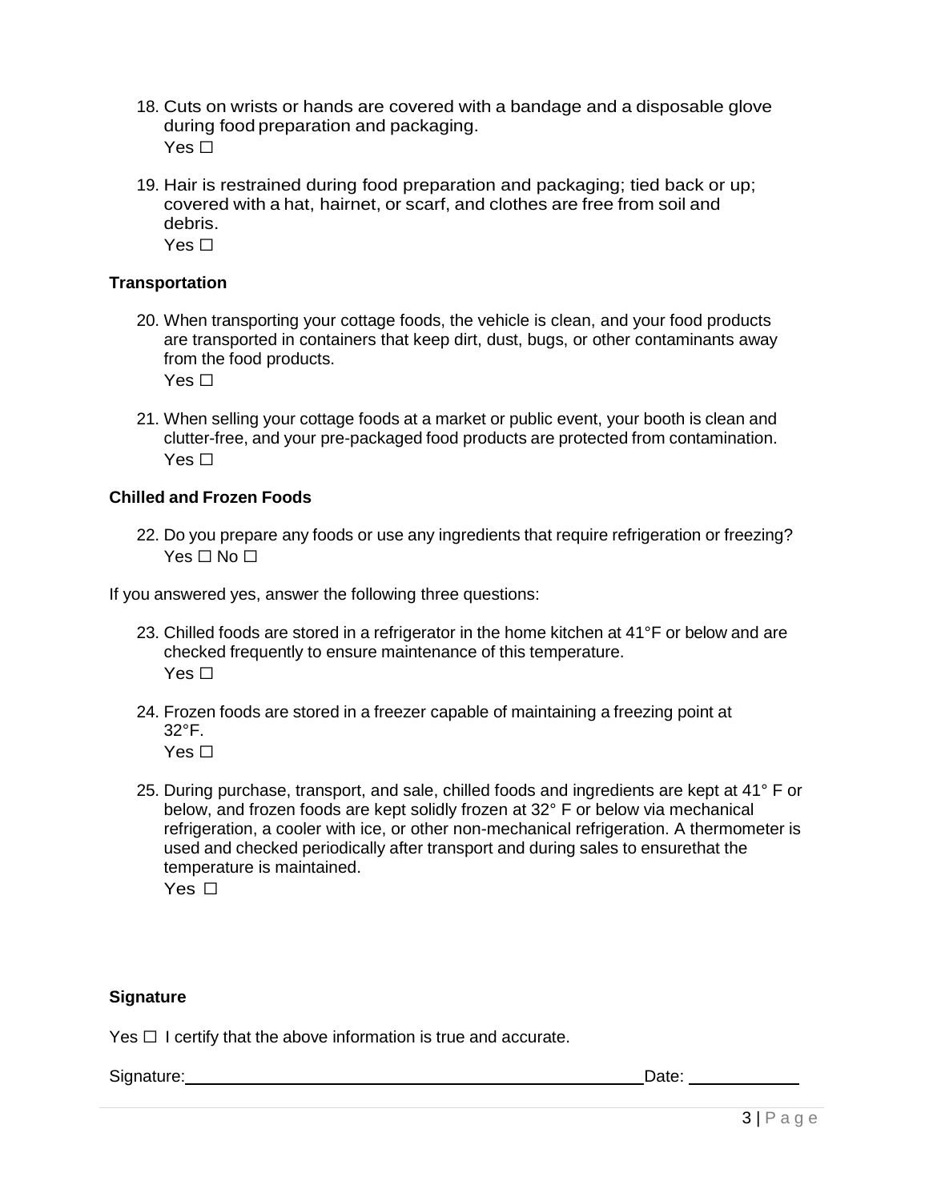18. Cuts on wrists or hands are covered with a bandage and a disposable glove during food preparation and packaging.
    Yes ☐

19. Hair is restrained during food preparation and packaging; tied back or up; covered with a hat, hairnet, or scarf, and clothes are free from soil and debris.
    Yes ☐

**Transportation**

20. When transporting your cottage foods, the vehicle is clean, and your food products are transported in containers that keep dirt, dust, bugs, or other contaminants away from the food products.
    Yes ☐

21. When selling your cottage foods at a market or public event, your booth is clean and clutter-free, and your pre-packaged food products are protected from contamination.
    Yes ☐

**Chilled and Frozen Foods**

22. Do you prepare any foods or use any ingredients that require refrigeration or freezing?
    Yes ☐ No ☐

If you answered yes, answer the following three questions:

23. Chilled foods are stored in a refrigerator in the home kitchen at 41°F or below and are checked frequently to ensure maintenance of this temperature.
    Yes ☐

24. Frozen foods are stored in a freezer capable of maintaining a freezing point at 32°F.
    Yes ☐

25. During purchase, transport, and sale, chilled foods and ingredients are kept at 41° F or below, and frozen foods are kept solidly frozen at 32° F or below via mechanical refrigeration, a cooler with ice, or other non-mechanical refrigeration. A thermometer is used and checked periodically after transport and during sales to ensurethat the temperature is maintained.
    Yes ☐

**Signature**

Yes ☐ I certify that the above information is true and accurate.

Signature:\_\_\_\_\_\_\_\_\_\_\_\_\_\_\_\_\_\_\_\_\_\_\_\_\_\_\_\_\_\_\_\_\_\_\_\_\_\_\_\_\_\_\_\_\_\_\_\_ Date: \_\_\_\_\_\_\_\_\_\_\_\_